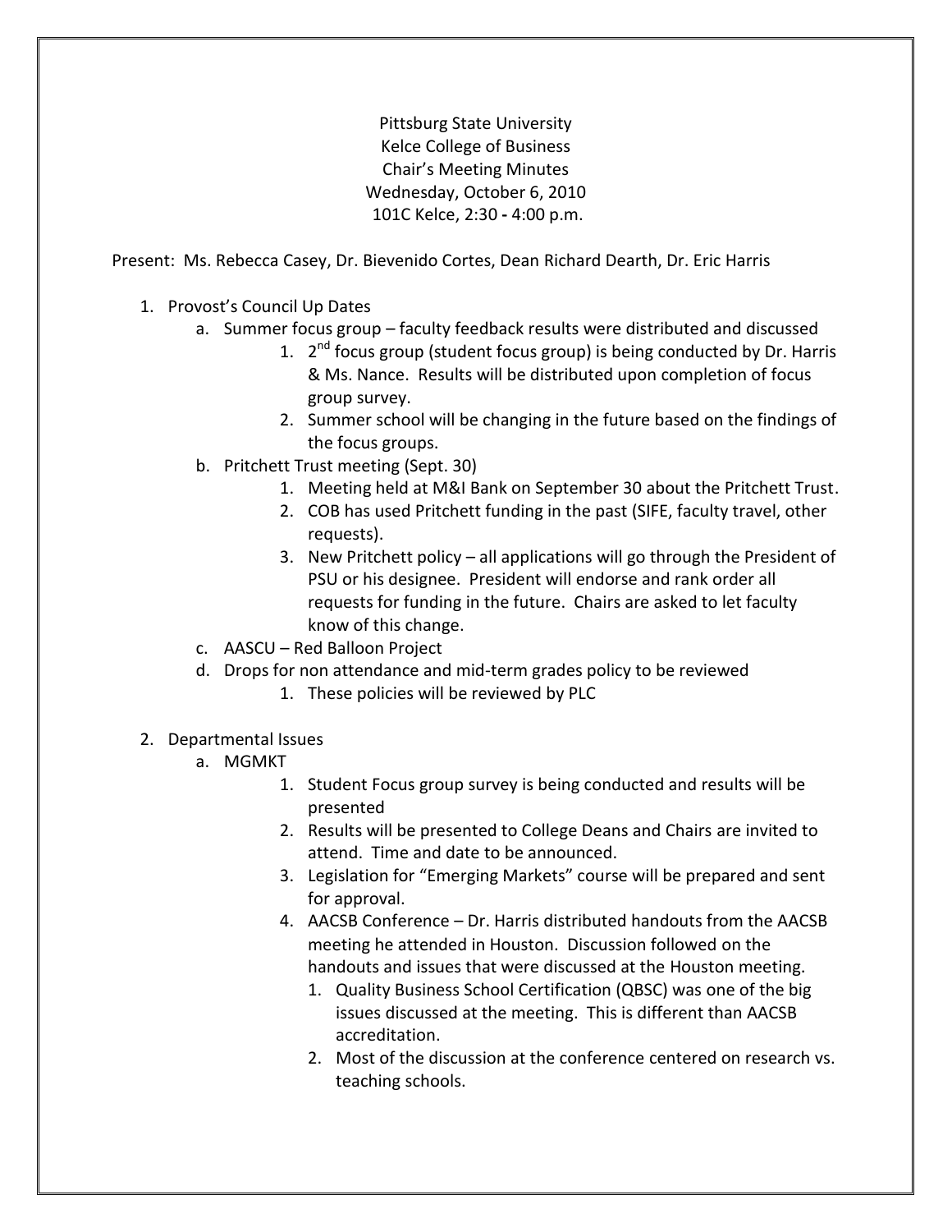Pittsburg State University
Kelce College of Business
Chair's Meeting Minutes
Wednesday, October 6, 2010
101C Kelce, 2:30 - 4:00 p.m.

Present: Ms. Rebecca Casey, Dr. Bievenido Cortes, Dean Richard Dearth, Dr. Eric Harris

1. Provost's Council Up Dates
   a. Summer focus group – faculty feedback results were distributed and discussed
      1. 2nd focus group (student focus group) is being conducted by Dr. Harris & Ms. Nance. Results will be distributed upon completion of focus group survey.
      2. Summer school will be changing in the future based on the findings of the focus groups.
   b. Pritchett Trust meeting (Sept. 30)
      1. Meeting held at M&I Bank on September 30 about the Pritchett Trust.
      2. COB has used Pritchett funding in the past (SIFE, faculty travel, other requests).
      3. New Pritchett policy – all applications will go through the President of PSU or his designee. President will endorse and rank order all requests for funding in the future. Chairs are asked to let faculty know of this change.
   c. AASCU – Red Balloon Project
   d. Drops for non attendance and mid-term grades policy to be reviewed
      1. These policies will be reviewed by PLC

2. Departmental Issues
   a. MGMKT
      1. Student Focus group survey is being conducted and results will be presented
      2. Results will be presented to College Deans and Chairs are invited to attend. Time and date to be announced.
      3. Legislation for "Emerging Markets" course will be prepared and sent for approval.
      4. AACSB Conference – Dr. Harris distributed handouts from the AACSB meeting he attended in Houston. Discussion followed on the handouts and issues that were discussed at the Houston meeting.
         1. Quality Business School Certification (QBSC) was one of the big issues discussed at the meeting. This is different than AACSB accreditation.
         2. Most of the discussion at the conference centered on research vs. teaching schools.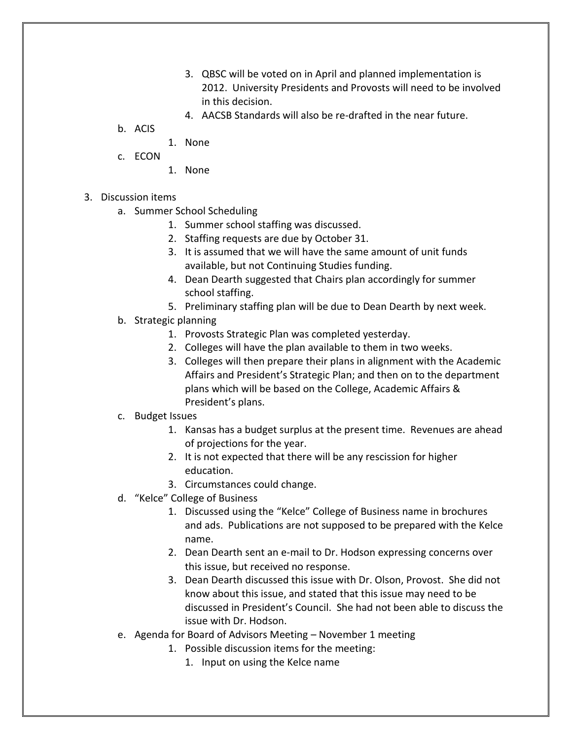3. QBSC will be voted on in April and planned implementation is 2012. University Presidents and Provosts will need to be involved in this decision.
4. AACSB Standards will also be re-drafted in the near future.

b. ACIS
   1. None

c. ECON
   1. None

3. Discussion items
   a. Summer School Scheduling
      1. Summer school staffing was discussed.
      2. Staffing requests are due by October 31.
      3. It is assumed that we will have the same amount of unit funds available, but not Continuing Studies funding.
      4. Dean Dearth suggested that Chairs plan accordingly for summer school staffing.
      5. Preliminary staffing plan will be due to Dean Dearth by next week.
   b. Strategic planning
      1. Provosts Strategic Plan was completed yesterday.
      2. Colleges will have the plan available to them in two weeks.
      3. Colleges will then prepare their plans in alignment with the Academic Affairs and President's Strategic Plan; and then on to the department plans which will be based on the College, Academic Affairs & President's plans.
   c. Budget Issues
      1. Kansas has a budget surplus at the present time. Revenues are ahead of projections for the year.
      2. It is not expected that there will be any rescission for higher education.
      3. Circumstances could change.
   d. "Kelce" College of Business
      1. Discussed using the "Kelce" College of Business name in brochures and ads. Publications are not supposed to be prepared with the Kelce name.
      2. Dean Dearth sent an e-mail to Dr. Hodson expressing concerns over this issue, but received no response.
      3. Dean Dearth discussed this issue with Dr. Olson, Provost. She did not know about this issue, and stated that this issue may need to be discussed in President's Council. She had not been able to discuss the issue with Dr. Hodson.
   e. Agenda for Board of Advisors Meeting – November 1 meeting
      1. Possible discussion items for the meeting:
         1. Input on using the Kelce name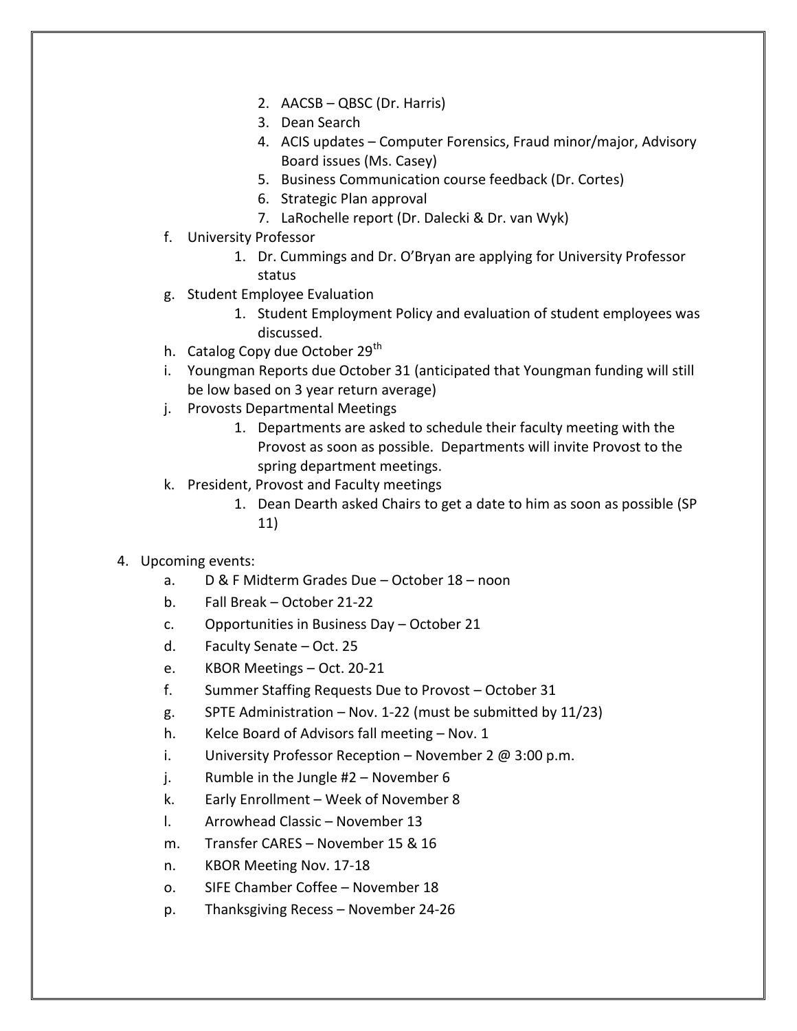2. AACSB – QBSC (Dr. Harris)
3. Dean Search
4. ACIS updates – Computer Forensics, Fraud minor/major, Advisory Board issues (Ms. Casey)
5. Business Communication course feedback (Dr. Cortes)
6. Strategic Plan approval
7. LaRochelle report (Dr. Dalecki & Dr. van Wyk)

f. University Professor
   1. Dr. Cummings and Dr. O'Bryan are applying for University Professor status

g. Student Employee Evaluation
   1. Student Employment Policy and evaluation of student employees was discussed.

h. Catalog Copy due October 29th

i. Youngman Reports due October 31 (anticipated that Youngman funding will still be low based on 3 year return average)

j. Provosts Departmental Meetings
   1. Departments are asked to schedule their faculty meeting with the Provost as soon as possible. Departments will invite Provost to the spring department meetings.

k. President, Provost and Faculty meetings
   1. Dean Dearth asked Chairs to get a date to him as soon as possible (SP 11)

4. Upcoming events:
   a. D & F Midterm Grades Due – October 18 – noon
   b. Fall Break – October 21-22
   c. Opportunities in Business Day – October 21
   d. Faculty Senate – Oct. 25
   e. KBOR Meetings – Oct. 20-21
   f. Summer Staffing Requests Due to Provost – October 31
   g. SPTE Administration – Nov. 1-22 (must be submitted by 11/23)
   h. Kelce Board of Advisors fall meeting – Nov. 1
   i. University Professor Reception – November 2 @ 3:00 p.m.
   j. Rumble in the Jungle #2 – November 6
   k. Early Enrollment – Week of November 8
   l. Arrowhead Classic – November 13
   m. Transfer CARES – November 15 & 16
   n. KBOR Meeting Nov. 17-18
   o. SIFE Chamber Coffee – November 18
   p. Thanksgiving Recess – November 24-26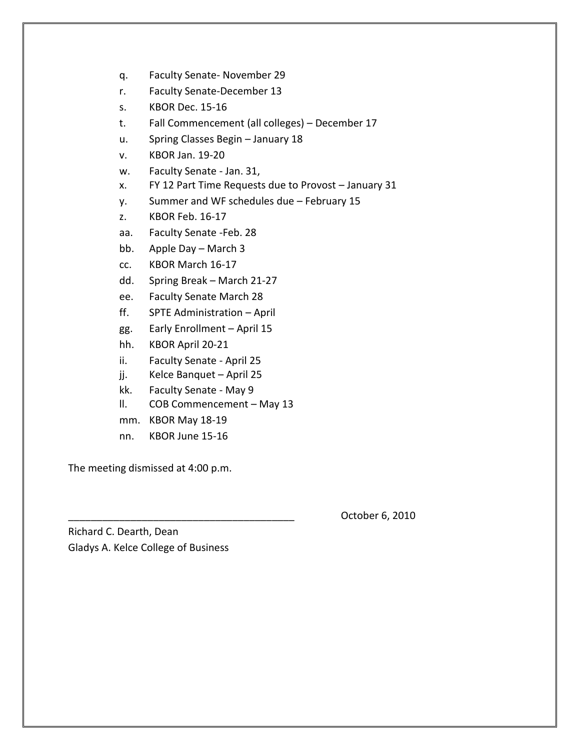q. Faculty Senate- November 29
r. Faculty Senate-December 13
s. KBOR Dec. 15-16
t. Fall Commencement (all colleges) – December 17
u. Spring Classes Begin – January 18
v. KBOR Jan. 19-20
w. Faculty Senate - Jan. 31,
x. FY 12 Part Time Requests due to Provost – January 31
y. Summer and WF schedules due – February 15
z. KBOR Feb. 16-17
aa. Faculty Senate -Feb. 28
bb. Apple Day – March 3
cc. KBOR March 16-17
dd. Spring Break – March 21-27
ee. Faculty Senate March 28
ff. SPTE Administration – April
gg. Early Enrollment – April 15
hh. KBOR April 20-21
ii. Faculty Senate - April 25
jj. Kelce Banquet – April 25
kk. Faculty Senate - May 9
ll. COB Commencement – May 13
mm. KBOR May 18-19
nn. KBOR June 15-16

The meeting dismissed at 4:00 p.m.

_________________________________________ October 6, 2010

Richard C. Dearth, Dean
Gladys A. Kelce College of Business